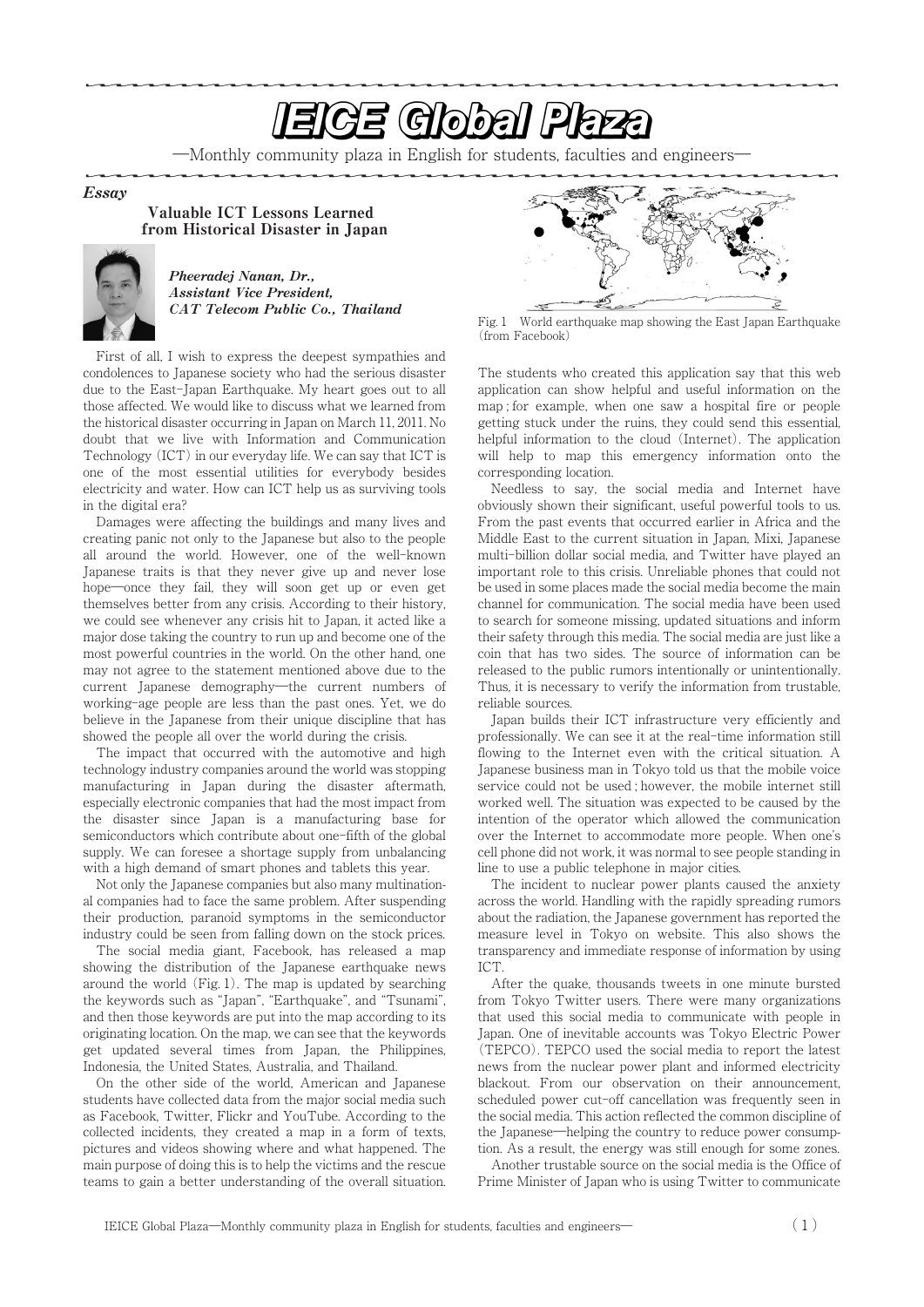# IEICE Global Plaza

—Monthly community plaza in English for students, faculties and engineers—

***Essay***

## Valuable ICT Lessons Learned from Historical Disaster in Japan

***Pheeradej Nanan, Dr., Assistant Vice President, CAT Telecom Public Co., Thailand***

First of all, I wish to express the deepest sympathies and condolences to Japanese society who had the serious disaster due to the East-Japan Earthquake. My heart goes out to all those affected. We would like to discuss what we learned from the historical disaster occurring in Japan on March 11, 2011. No doubt that we live with Information and Communication Technology (ICT) in our everyday life. We can say that ICT is one of the most essential utilities for everybody besides electricity and water. How can ICT help us as surviving tools in the digital era?

Damages were affecting the buildings and many lives and creating panic not only to the Japanese but also to the people all around the world. However, one of the well-known Japanese traits is that they never give up and never lose hope—once they fail, they will soon get up or even get themselves better from any crisis. According to their history, we could see whenever any crisis hit to Japan, it acted like a major dose taking the country to run up and become one of the most powerful countries in the world. On the other hand, one may not agree to the statement mentioned above due to the current Japanese demography—the current numbers of working-age people are less than the past ones. Yet, we do believe in the Japanese from their unique discipline that has showed the people all over the world during the crisis.

The impact that occurred with the automotive and high technology industry companies around the world was stopping manufacturing in Japan during the disaster aftermath, especially electronic companies that had the most impact from the disaster since Japan is a manufacturing base for semiconductors which contribute about one-fifth of the global supply. We can foresee a shortage supply from unbalancing with a high demand of smart phones and tablets this year.

Not only the Japanese companies but also many multinational companies had to face the same problem. After suspending their production, paranoid symptoms in the semiconductor industry could be seen from falling down on the stock prices.

The social media giant, Facebook, has released a map showing the distribution of the Japanese earthquake news around the world (Fig. 1). The map is updated by searching the keywords such as "Japan", "Earthquake", and "Tsunami", and then those keywords are put into the map according to its originating location. On the map, we can see that the keywords get updated several times from Japan, the Philippines, Indonesia, the United States, Australia, and Thailand.

On the other side of the world, American and Japanese students have collected data from the major social media such as Facebook, Twitter, Flickr and YouTube. According to the collected incidents, they created a map in a form of texts, pictures and videos showing where and what happened. The main purpose of doing this is to help the victims and the rescue teams to gain a better understanding of the overall situation.

Fig. 1 World earthquake map showing the East Japan Earthquake (from Facebook)

The students who created this application say that this web application can show helpful and useful information on the map ; for example, when one saw a hospital fire or people getting stuck under the ruins, they could send this essential, helpful information to the cloud (Internet). The application will help to map this emergency information onto the corresponding location.

Needless to say, the social media and Internet have obviously shown their significant, useful powerful tools to us. From the past events that occurred earlier in Africa and the Middle East to the current situation in Japan, Mixi, Japanese multi-billion dollar social media, and Twitter have played an important role to this crisis. Unreliable phones that could not be used in some places made the social media become the main channel for communication. The social media have been used to search for someone missing, updated situations and inform their safety through this media. The social media are just like a coin that has two sides. The source of information can be released to the public rumors intentionally or unintentionally. Thus, it is necessary to verify the information from trustable, reliable sources.

Japan builds their ICT infrastructure very efficiently and professionally. We can see it at the real-time information still flowing to the Internet even with the critical situation. A Japanese business man in Tokyo told us that the mobile voice service could not be used ; however, the mobile internet still worked well. The situation was expected to be caused by the intention of the operator which allowed the communication over the Internet to accommodate more people. When one's cell phone did not work, it was normal to see people standing in line to use a public telephone in major cities.

The incident to nuclear power plants caused the anxiety across the world. Handling with the rapidly spreading rumors about the radiation, the Japanese government has reported the measure level in Tokyo on website. This also shows the transparency and immediate response of information by using ICT.

After the quake, thousands tweets in one minute bursted from Tokyo Twitter users. There were many organizations that used this social media to communicate with people in Japan. One of inevitable accounts was Tokyo Electric Power (TEPCO). TEPCO used the social media to report the latest news from the nuclear power plant and informed electricity blackout. From our observation on their announcement, scheduled power cut-off cancellation was frequently seen in the social media. This action reflected the common discipline of the Japanese—helping the country to reduce power consumption. As a result, the energy was still enough for some zones.

Another trustable source on the social media is the Office of Prime Minister of Japan who is using Twitter to communicate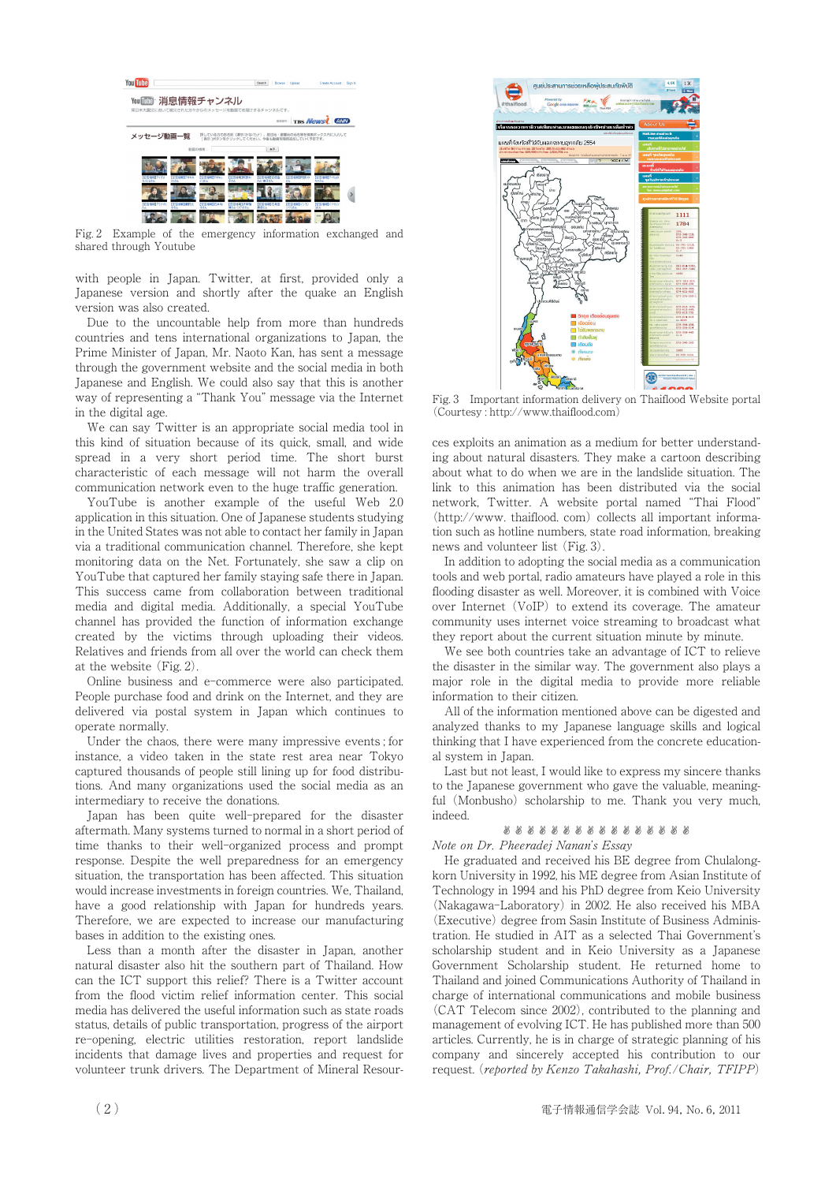Fig. 2 Example of the emergency information exchanged and shared through Youtube

with people in Japan. Twitter, at first, provided only a Japanese version and shortly after the quake an English version was also created.

Due to the uncountable help from more than hundreds countries and tens international organizations to Japan, the Prime Minister of Japan, Mr. Naoto Kan, has sent a message through the government website and the social media in both Japanese and English. We could also say that this is another way of representing a "Thank You" message via the Internet in the digital age.

We can say Twitter is an appropriate social media tool in this kind of situation because of its quick, small, and wide spread in a very short period time. The short burst characteristic of each message will not harm the overall communication network even to the huge traffic generation.

YouTube is another example of the useful Web 2.0 application in this situation. One of Japanese students studying in the United States was not able to contact her family in Japan via a traditional communication channel. Therefore, she kept monitoring data on the Net. Fortunately, she saw a clip on YouTube that captured her family staying safe there in Japan. This success came from collaboration between traditional media and digital media. Additionally, a special YouTube channel has provided the function of information exchange created by the victims through uploading their videos. Relatives and friends from all over the world can check them at the website (Fig. 2).

Online business and e-commerce were also participated. People purchase food and drink on the Internet, and they are delivered via postal system in Japan which continues to operate normally.

Under the chaos, there were many impressive events ; for instance, a video taken in the state rest area near Tokyo captured thousands of people still lining up for food distributions. And many organizations used the social media as an intermediary to receive the donations.

Japan has been quite well-prepared for the disaster aftermath. Many systems turned to normal in a short period of time thanks to their well-organized process and prompt response. Despite the well preparedness for an emergency situation, the transportation has been affected. This situation would increase investments in foreign countries. We, Thailand, have a good relationship with Japan for hundreds years. Therefore, we are expected to increase our manufacturing bases in addition to the existing ones.

Less than a month after the disaster in Japan, another natural disaster also hit the southern part of Thailand. How can the ICT support this relief? There is a Twitter account from the flood victim relief information center. This social media has delivered the useful information such as state roads status, details of public transportation, progress of the airport re-opening, electric utilities restoration, report landslide incidents that damage lives and properties and request for volunteer trunk drivers. The Department of Mineral Resources exploits an animation as a medium for better understanding about natural disasters. They make a cartoon describing about what to do when we are in the landslide situation. The link to this animation has been distributed via the social network, Twitter. A website portal named "Thai Flood" (http://www. thaiflood. com) collects all important information such as hotline numbers, state road information, breaking news and volunteer list (Fig. 3).

Fig. 3 Important information delivery on Thaiflood Website portal (Courtesy : http://www.thaiflood.com)

In addition to adopting the social media as a communication tools and web portal, radio amateurs have played a role in this flooding disaster as well. Moreover, it is combined with Voice over Internet (VoIP) to extend its coverage. The amateur community uses internet voice streaming to broadcast what they report about the current situation minute by minute.

We see both countries take an advantage of ICT to relieve the disaster in the similar way. The government also plays a major role in the digital media to provide more reliable information to their citizen.

All of the information mentioned above can be digested and analyzed thanks to my Japanese language skills and logical thinking that I have experienced from the concrete educational system in Japan.

Last but not least, I would like to express my sincere thanks to the Japanese government who gave the valuable, meaningful (Monbusho) scholarship to me. Thank you very much, indeed.

*Note on Dr. Pheeradej Nanan's Essay*

He graduated and received his BE degree from Chulalongkorn University in 1992, his ME degree from Asian Institute of Technology in 1994 and his PhD degree from Keio University (Nakagawa-Laboratory) in 2002. He also received his MBA (Executive) degree from Sasin Institute of Business Administration. He studied in AIT as a selected Thai Government's scholarship student and in Keio University as a Japanese Government Scholarship student. He returned home to Thailand and joined Communications Authority of Thailand in charge of international communications and mobile business (CAT Telecom since 2002), contributed to the planning and management of evolving ICT. He has published more than 500 articles. Currently, he is in charge of strategic planning of his company and sincerely accepted his contribution to our request. (*reported by Kenzo Takahashi, Prof./Chair, TFIPP*)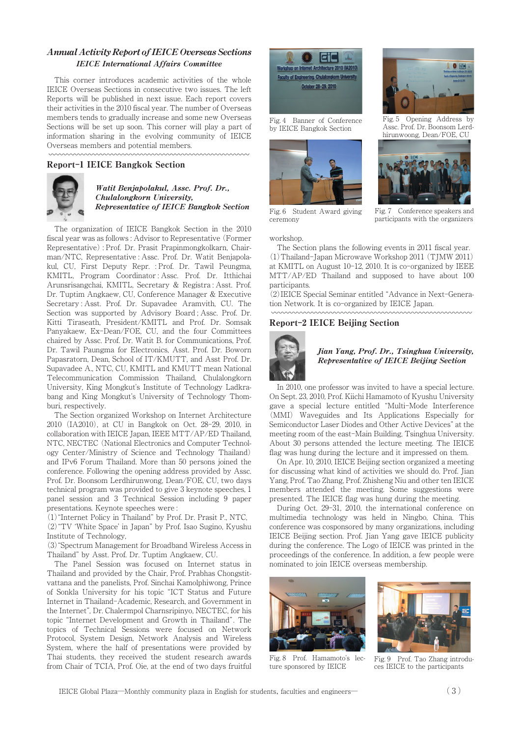## *Annual Activity Report of IEICE Overseas Sections*

***IEICE International Affairs Committee***

This corner introduces academic activities of the whole IEICE Overseas Sections in consecutive two issues. The left Reports will be published in next issue. Each report covers their activities in the 2010 fiscal year. The number of Overseas members tends to gradually increase and some new Overseas Sections will be set up soon. This corner will play a part of information sharing in the evolving community of IEICE Overseas members and potential members.

## Report-1 IEICE Bangkok Section

***Watit Benjapolakul, Assc. Prof. Dr., Chulalongkorn University, Representative of IEICE Bangkok Section***

The organization of IEICE Bangkok Section in the 2010 fiscal year was as follows : Advisor to Representative (Former Representative) : Prof. Dr. Prasit Prapinmongkolkarn, Chairman/NTC, Representative : Assc. Prof. Dr. Watit Benjapolakul, CU, First Deputy Repr. : Prof. Dr. Tawil Peungma, KMITL, Program Coordinator : Assc. Prof. Dr. Itthichai Arunsrisangchai, KMITL, Secretary & Registra : Asst. Prof. Dr. Tuptim Angkaew, CU, Conference Manager & Executive Secretary : Asst. Prof. Dr. Supavadee Aramvith, CU. The Section was supported by Advisory Board ; Assc. Prof. Dr. Kitti Tiraseath, President/KMITL and Prof. Dr. Somsak Panyakaew, Ex-Dean/FOE, CU, and the four Committees chaired by Assc. Prof. Dr. Watit B. for Communications, Prof. Dr. Tawil Paungma for Electronics, Asst. Prof. Dr. Boworn Papasratorn, Dean, School of IT/KMUTT, and Asst Prof. Dr. Supavadee A., NTC, CU, KMITL and KMUTT mean National Telecommunication Commission Thailand, Chulalongkorn University, King Mongkut's Institute of Technology Ladkrabang and King Mongkut's University of Technology Thomburi, respectively.

The Section organized Workshop on Internet Architecture 2010 (IA2010), at CU in Bangkok on Oct. 28-29, 2010, in collaboration with IEICE Japan, IEEE MTT/AP/ED Thailand, NTC, NECTEC (National Electronics and Computer Technology Center/Ministry of Science and Technology Thailand) and IPv6 Forum Thailand. More than 50 persons joined the conference. Following the opening address provided by Assc. Prof. Dr. Boonsom Lerdhirunwong, Dean/FOE, CU, two days technical program was provided to give 3 keynote speeches, 1 panel session and 3 Technical Session including 9 paper presentations. Keynote speeches were :

(1) "Internet Policy in Thailand" by Prof. Dr. Prasit P., NTC,
(2) "TV 'White Space' in Japan" by Prof. Isao Sugino, Kyushu Institute of Technology,
(3) "Spectrum Management for Broadband Wireless Access in Thailand" by Asst. Prof. Dr. Tuptim Angkaew, CU.

The Panel Session was focused on Internet status in Thailand and provided by the Chair, Prof. Prabhas Chongstitvattana and the panelists, Prof. Sinchai Kamolphiwong, Prince of Sonkla University for his topic "ICT Status and Future Internet in Thailand-Academic, Research, and Government in the Internet", Dr. Chalermpol Charnsripinyo, NECTEC, for his topic "Internet Development and Growth in Thailand". The topics of Technical Sessions were focused on Network Protocol, System Design, Network Analysis and Wireless System, where the half of presentations were provided by Thai students, they received the student research awards from Chair of TCIA, Prof. Oie, at the end of two days fruitful workshop.

Fig. 4 Banner of Conference by IEICE Bangkok Section

Fig. 5 Opening Address by Assc. Prof. Dr. Boonsom Lerdhirunwoong, Dean/FOE, CU

Fig. 6 Student Award giving ceremony

Fig. 7 Conference speakers and participants with the organizers

The Section plans the following events in 2011 fiscal year.

(1) Thailand-Japan Microwave Workshop 2011 (TJMW 2011) at KMITL on August 10-12, 2010. It is co-organized by IEEE MTT/AP/ED Thailand and supposed to have about 100 participants.
(2) IEICE Special Seminar entitled "Advance in Next-Generation Network. It is co-organized by IEICE Japan.

## Report-2 IEICE Beijing Section

***Jian Yang, Prof. Dr., Tsinghua University, Representative of IEICE Beijing Section***

In 2010, one professor was invited to have a special lecture. On Sept. 23, 2010, Prof. Kiichi Hamamoto of Kyushu University gave a special lecture entitled "Multi-Mode Interference (MMI) Waveguides and Its Applications Especially for Semiconductor Laser Diodes and Other Active Devices" at the meeting room of the east-Main Building, Tsinghua University. About 30 persons attended the lecture meeting. The IEICE flag was hung during the lecture and it impressed on them.

On Apr. 10, 2010, IEICE Beijing section organized a meeting for discussing what kind of activities we should do. Prof. Jian Yang, Prof. Tao Zhang, Prof. Zhisheng Niu and other ten IEICE members attended the meeting. Some suggestions were presented. The IEICE flag was hung during the meeting.

During Oct. 29-31, 2010, the international conference on multimedia technology was held in Ningbo, China. This conference was cosponsored by many organizations, including IEICE Beijing section. Prof. Jian Yang gave IEICE publicity during the conference. The Logo of IEICE was printed in the proceedings of the conference. In addition, a few people were nominated to join IEICE overseas membership.

Fig. 8 Prof. Hamamoto's lecture sponsored by IEICE

Fig. 9 Prof. Tao Zhang introduces IEICE to the participants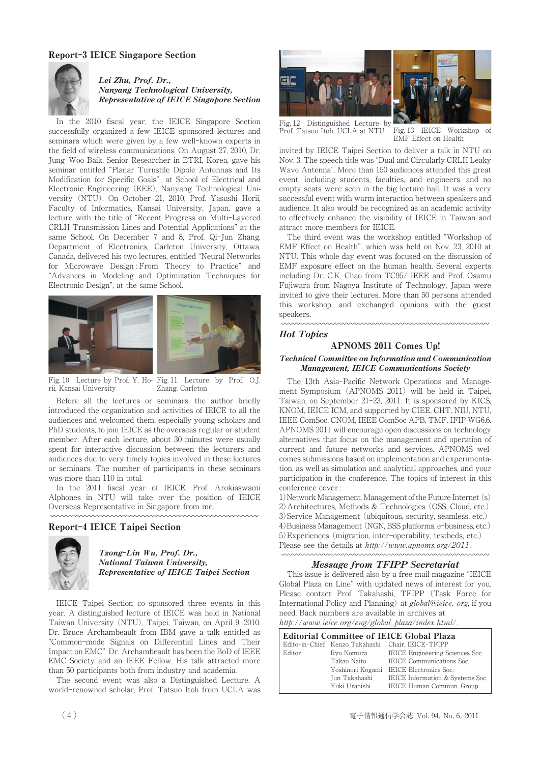## Report-3 IEICE Singapore Section

***Lei Zhu, Prof. Dr.,***
***Nanyang Technological University,***
***Representative of IEICE Singapore Section***

In the 2010 fiscal year, the IEICE Singapore Section successfully organized a few IEICE-sponsored lectures and seminars which were given by a few well-known experts in the field of wireless communications. On August 27, 2010, Dr. Jung-Woo Baik, Senior Researcher in ETRI, Korea, gave his seminar entitled "Planar Turnstile Dipole Antennas and Its Modification for Specific Goals", at School of Electrical and Electronic Engineering (EEE), Nanyang Technological University (NTU). On October 21, 2010, Prof. Yasushi Horii, Faculty of Informatics, Kansai University, Japan, gave a lecture with the title of "Recent Progress on Multi-Layered CRLH Transmission Lines and Potential Applications" at the same School. On December 7 and 8, Prof. Qi-Jun Zhang, Department of Electronics, Carleton University, Ottawa, Canada, delivered his two lectures, entitled "Neural Networks for Microwave Design: From Theory to Practice" and "Advances in Modeling and Optimization Techniques for Electronic Design", at the same School.

Fig. 10 Lecture by Prof. Y. Horii, Kansai University

Fig. 11 Lecture by Prof. O.J. Zhang, Carleton

Before all the lectures or seminars, the author briefly introduced the organization and activities of IEICE to all the audiences and welcomed them, especially young scholars and PhD students, to join IEICE as the overseas regular or student member. After each lecture, about 30 minutes were usually spent for interactive discussion between the lecturers and audiences due to very timely topics involved in these lectures or seminars. The number of participants in these seminars was more than 110 in total.

In the 2011 fiscal year of IEICE, Prof. Arokiaswami Alphones in NTU will take over the position of IEICE Overseas Representative in Singapore from me.

## Report-4 IEICE Taipei Section

***Tzong-Lin Wu, Prof. Dr.,***
***National Taiwan University,***
***Representative of IEICE Taipei Section***

IEICE Taipei Section co-sponsored three events in this year. A distinguished lecture of IEICE was held in National Taiwan University (NTU), Taipei, Taiwan, on April 9, 2010. Dr. Bruce Archambeault from IBM gave a talk entitled as "Common-mode Signals on Differential Lines and Their Impact on EMC". Dr. Archambeault has been the BoD of IEEE EMC Society and an IEEE Fellow. His talk attracted more than 50 participants both from industry and academia.

The second event was also a Distinguished Lecture. A world-renowned scholar, Prof. Tatsuo Itoh from UCLA was invited by IEICE Taipei Section to deliver a talk in NTU on Nov. 3. The speech title was "Dual and Circularly CRLH Leaky Wave Antenna". More than 150 audiences attended this great event, including students, faculties, and engineers, and no empty seats were seen in the big lecture hall. It was a very successful event with warm interaction between speakers and audience. It also would be recognized as an academic activity to effectively enhance the visibility of IEICE in Taiwan and attract more members for IEICE.

Fig. 12 Distinguished Lecture by Prof. Tatsuo Itoh, UCLA at NTU

Fig. 13 IEICE Workshop of EMF Effect on Health

The third event was the workshop entitled "Workshop of EMF Effect on Health", which was held on Nov. 23, 2010 at NTU. This whole day event was focused on the discussion of EMF exposure effect on the human health. Several experts including Dr. C.K. Chao from TC95/ IEEE and Prof. Osamu Fujiwara from Nagoya Institute of Technology, Japan were invited to give their lectures. More than 50 persons attended this workshop, and exchanged opinions with the guest speakers.

## *Hot Topics*

### APNOMS 2011 Comes Up!

***Technical Committee on Information and Communication Management, IEICE Communications Society***

The 13th Asia-Pacific Network Operations and Management Symposium (APNOMS 2011) will be held in Taipei, Taiwan, on September 21-23, 2011. It is sponsored by KICS, KNOM, IEICE ICM, and supported by CIEE, CHT, NIU, NTU, IEEE ComSoc, CNOM, IEEE ComSoc APB, TMF, IFIP WG6.6. APNOMS 2011 will encourage open discussions on technology alternatives that focus on the management and operation of current and future networks and services. APNOMS welcomes submissions based on implementation and experimentation, as well as simulation and analytical approaches, and your participation in the conference. The topics of interest in this conference cover:

1) Network Management, Management of the Future Internet (s)
2) Architectures, Methods & Technologies (OSS, Cloud, etc.)
3) Service Management (ubiquitous, security, seamless, etc.)
4) Business Management (NGN, BSS platforms, e-business, etc.)
5) Experiences (migration, inter-operability, testbeds, etc.)

Please see the details at *http://www.apnoms.org/2011*.

### *Message from TFIPP Secretariat*

This issue is delivered also by a free mail magazine "IEICE Global Plaza on Line" with updated news of interest for you. Please contact Prof. Takahashi, TFIPP (Task Force for International Policy and Planning) at *global@ieice. org*, if you need. Back numbers are available in archives at *http://www.ieice.org/eng/global_plaza/index.html/*.

**Editorial Committee of IEICE Global Plaza**

| | | |
|---|---|---|
| Edito-in-Chief | Kenzo Takahashi | Chair, IEICE-TFIPP |
| Editor | Ryo Nomura | IEICE Engineering Sciences Soc. |
| | Takao Naito | IEICE Communications Soc. |
| | Yoshinori Kogami | IEICE Electronics Soc. |
| | Jun Takahashi | IEICE Information & Systems Soc. |
| | Yuki Uranishi | IEICE Human Commun. Group |